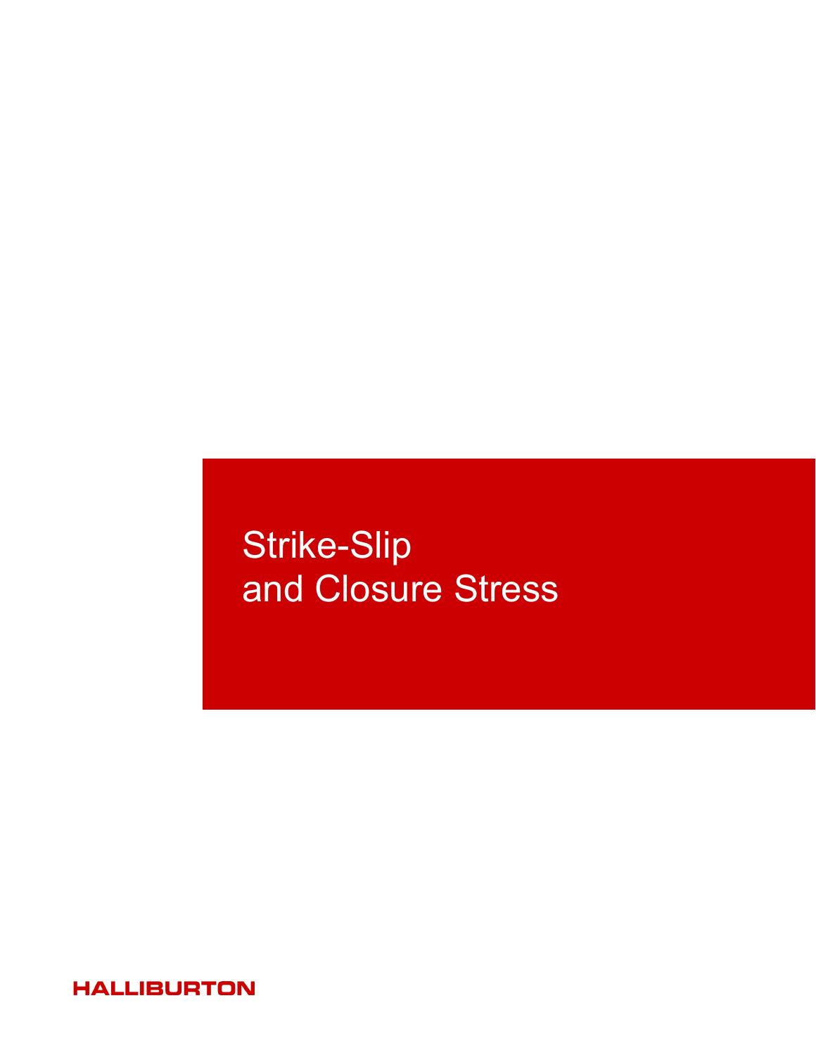# Strike-Slip and Closure Stress

HALLIBURTON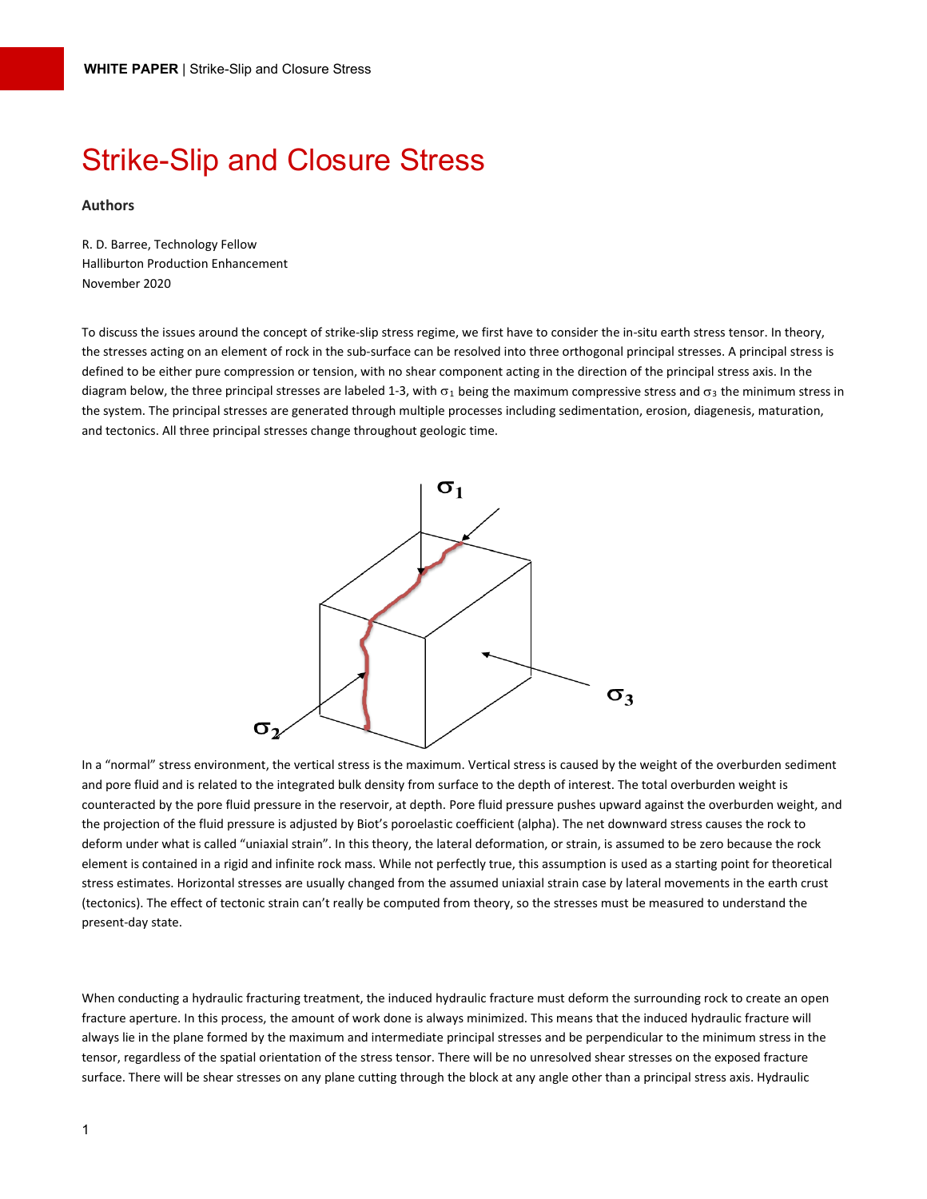# Strike-Slip and Closure Stress

**Authors**

R. D. Barree, Technology Fellow
Halliburton Production Enhancement
November 2020

To discuss the issues around the concept of strike-slip stress regime, we first have to consider the in-situ earth stress tensor. In theory, the stresses acting on an element of rock in the sub-surface can be resolved into three orthogonal principal stresses. A principal stress is defined to be either pure compression or tension, with no shear component acting in the direction of the principal stress axis. In the diagram below, the three principal stresses are labeled 1-3, with $\sigma_1$ being the maximum compressive stress and $\sigma_3$ the minimum stress in the system. The principal stresses are generated through multiple processes including sedimentation, erosion, diagenesis, maturation, and tectonics. All three principal stresses change throughout geologic time.

In a "normal" stress environment, the vertical stress is the maximum. Vertical stress is caused by the weight of the overburden sediment and pore fluid and is related to the integrated bulk density from surface to the depth of interest. The total overburden weight is counteracted by the pore fluid pressure in the reservoir, at depth. Pore fluid pressure pushes upward against the overburden weight, and the projection of the fluid pressure is adjusted by Biot's poroelastic coefficient (alpha). The net downward stress causes the rock to deform under what is called "uniaxial strain". In this theory, the lateral deformation, or strain, is assumed to be zero because the rock element is contained in a rigid and infinite rock mass. While not perfectly true, this assumption is used as a starting point for theoretical stress estimates. Horizontal stresses are usually changed from the assumed uniaxial strain case by lateral movements in the earth crust (tectonics). The effect of tectonic strain can't really be computed from theory, so the stresses must be measured to understand the present-day state.

When conducting a hydraulic fracturing treatment, the induced hydraulic fracture must deform the surrounding rock to create an open fracture aperture. In this process, the amount of work done is always minimized. This means that the induced hydraulic fracture will always lie in the plane formed by the maximum and intermediate principal stresses and be perpendicular to the minimum stress in the tensor, regardless of the spatial orientation of the stress tensor. There will be no unresolved shear stresses on the exposed fracture surface. There will be shear stresses on any plane cutting through the block at any angle other than a principal stress axis. Hydraulic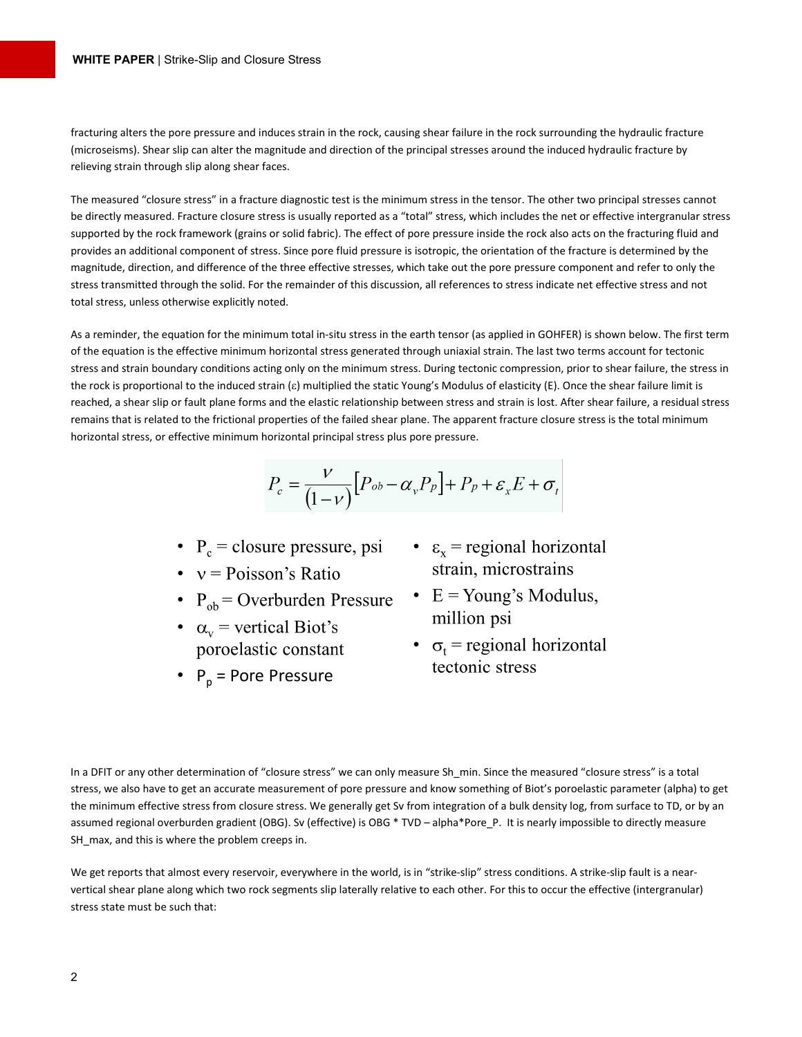fracturing alters the pore pressure and induces strain in the rock, causing shear failure in the rock surrounding the hydraulic fracture (microseisms). Shear slip can alter the magnitude and direction of the principal stresses around the induced hydraulic fracture by relieving strain through slip along shear faces.

The measured "closure stress" in a fracture diagnostic test is the minimum stress in the tensor. The other two principal stresses cannot be directly measured. Fracture closure stress is usually reported as a "total" stress, which includes the net or effective intergranular stress supported by the rock framework (grains or solid fabric). The effect of pore pressure inside the rock also acts on the fracturing fluid and provides an additional component of stress. Since pore fluid pressure is isotropic, the orientation of the fracture is determined by the magnitude, direction, and difference of the three effective stresses, which take out the pore pressure component and refer to only the stress transmitted through the solid. For the remainder of this discussion, all references to stress indicate net effective stress and not total stress, unless otherwise explicitly noted.

As a reminder, the equation for the minimum total in-situ stress in the earth tensor (as applied in GOHFER) is shown below. The first term of the equation is the effective minimum horizontal stress generated through uniaxial strain. The last two terms account for tectonic stress and strain boundary conditions acting only on the minimum stress. During tectonic compression, prior to shear failure, the stress in the rock is proportional to the induced strain ($\varepsilon$) multiplied the static Young's Modulus of elasticity (E). Once the shear failure limit is reached, a shear slip or fault plane forms and the elastic relationship between stress and strain is lost. After shear failure, a residual stress remains that is related to the frictional properties of the failed shear plane. The apparent fracture closure stress is the total minimum horizontal stress, or effective minimum horizontal principal stress plus pore pressure.

$$P_c = \frac{\nu}{(1-\nu)}\left[P_{ob} - \alpha_v P_P\right] + P_P + \varepsilon_x E + \sigma_t$$

- $P_c$ = closure pressure, psi
- $\nu$ = Poisson's Ratio
- $P_{ob}$ = Overburden Pressure
- $\alpha_v$ = vertical Biot's poroelastic constant
- $P_p$ = Pore Pressure
- $\varepsilon_x$ = regional horizontal strain, microstrains
- E = Young's Modulus, million psi
- $\sigma_t$ = regional horizontal tectonic stress

In a DFIT or any other determination of "closure stress" we can only measure Sh_min. Since the measured "closure stress" is a total stress, we also have to get an accurate measurement of pore pressure and know something of Biot's poroelastic parameter (alpha) to get the minimum effective stress from closure stress. We generally get Sv from integration of a bulk density log, from surface to TD, or by an assumed regional overburden gradient (OBG). Sv (effective) is OBG * TVD – alpha*Pore_P. It is nearly impossible to directly measure SH_max, and this is where the problem creeps in.

We get reports that almost every reservoir, everywhere in the world, is in "strike-slip" stress conditions. A strike-slip fault is a near-vertical shear plane along which two rock segments slip laterally relative to each other. For this to occur the effective (intergranular) stress state must be such that: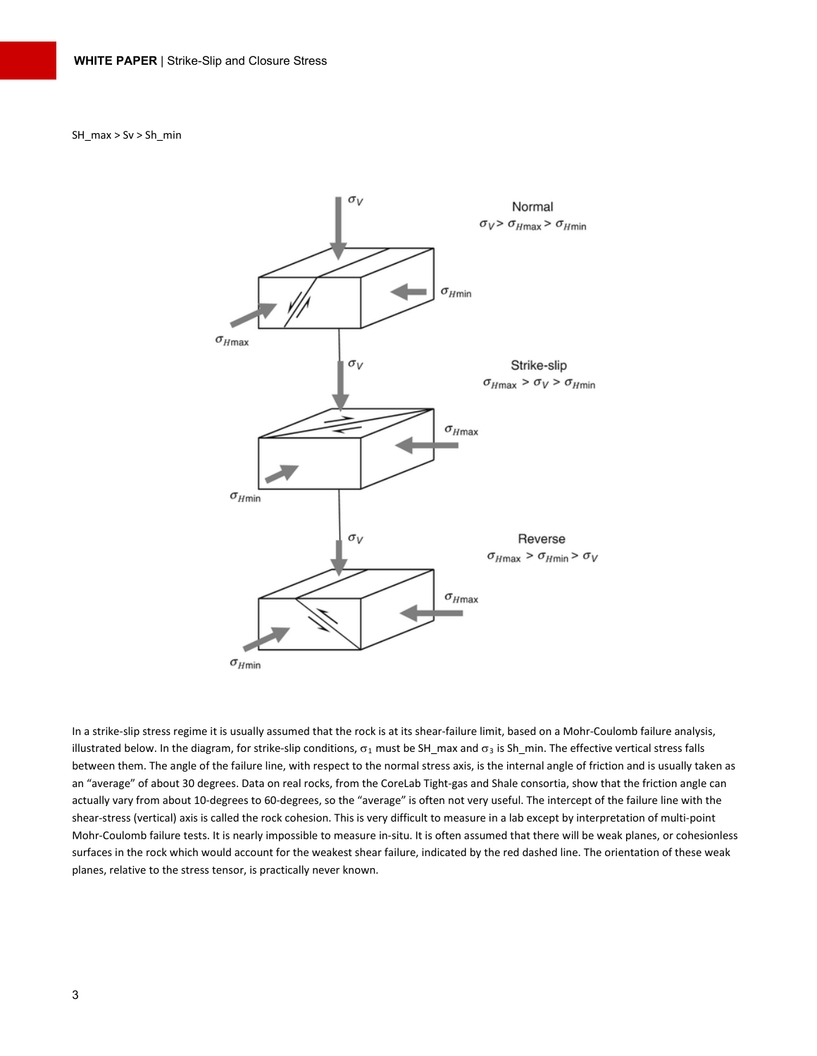SH_max > Sv > Sh_min

In a strike-slip stress regime it is usually assumed that the rock is at its shear-failure limit, based on a Mohr-Coulomb failure analysis, illustrated below. In the diagram, for strike-slip conditions, $\sigma_1$ must be SH_max and $\sigma_3$ is Sh_min. The effective vertical stress falls between them. The angle of the failure line, with respect to the normal stress axis, is the internal angle of friction and is usually taken as an "average" of about 30 degrees. Data on real rocks, from the CoreLab Tight-gas and Shale consortia, show that the friction angle can actually vary from about 10-degrees to 60-degrees, so the "average" is often not very useful. The intercept of the failure line with the shear-stress (vertical) axis is called the rock cohesion. This is very difficult to measure in a lab except by interpretation of multi-point Mohr-Coulomb failure tests. It is nearly impossible to measure in-situ. It is often assumed that there will be weak planes, or cohesionless surfaces in the rock which would account for the weakest shear failure, indicated by the red dashed line. The orientation of these weak planes, relative to the stress tensor, is practically never known.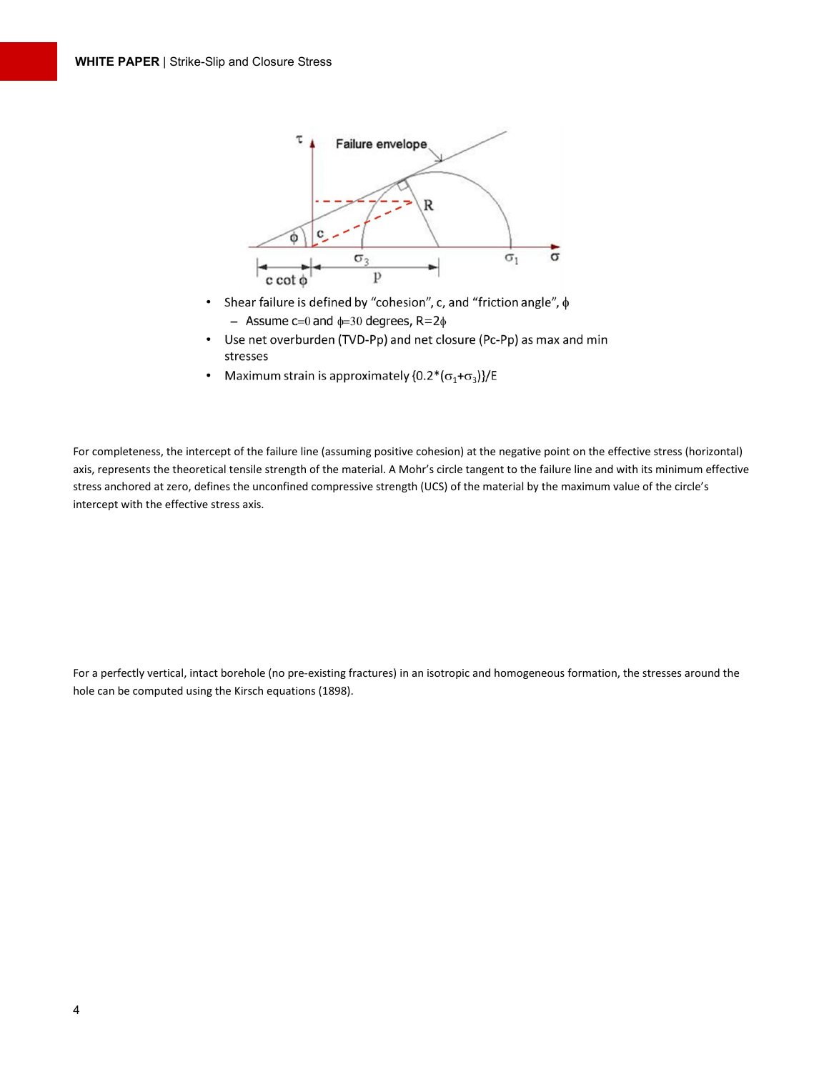- Shear failure is defined by “cohesion”, c, and “friction angle”, $\phi$
  - Assume $c=0$ and $\phi=30$ degrees, $R=2\phi$
- Use net overburden (TVD-Pp) and net closure (Pc-Pp) as max and min stresses
- Maximum strain is approximately $\{0.2*(\sigma_1+\sigma_3)\}/E$

For completeness, the intercept of the failure line (assuming positive cohesion) at the negative point on the effective stress (horizontal) axis, represents the theoretical tensile strength of the material. A Mohr’s circle tangent to the failure line and with its minimum effective stress anchored at zero, defines the unconfined compressive strength (UCS) of the material by the maximum value of the circle’s intercept with the effective stress axis.

For a perfectly vertical, intact borehole (no pre-existing fractures) in an isotropic and homogeneous formation, the stresses around the hole can be computed using the Kirsch equations (1898).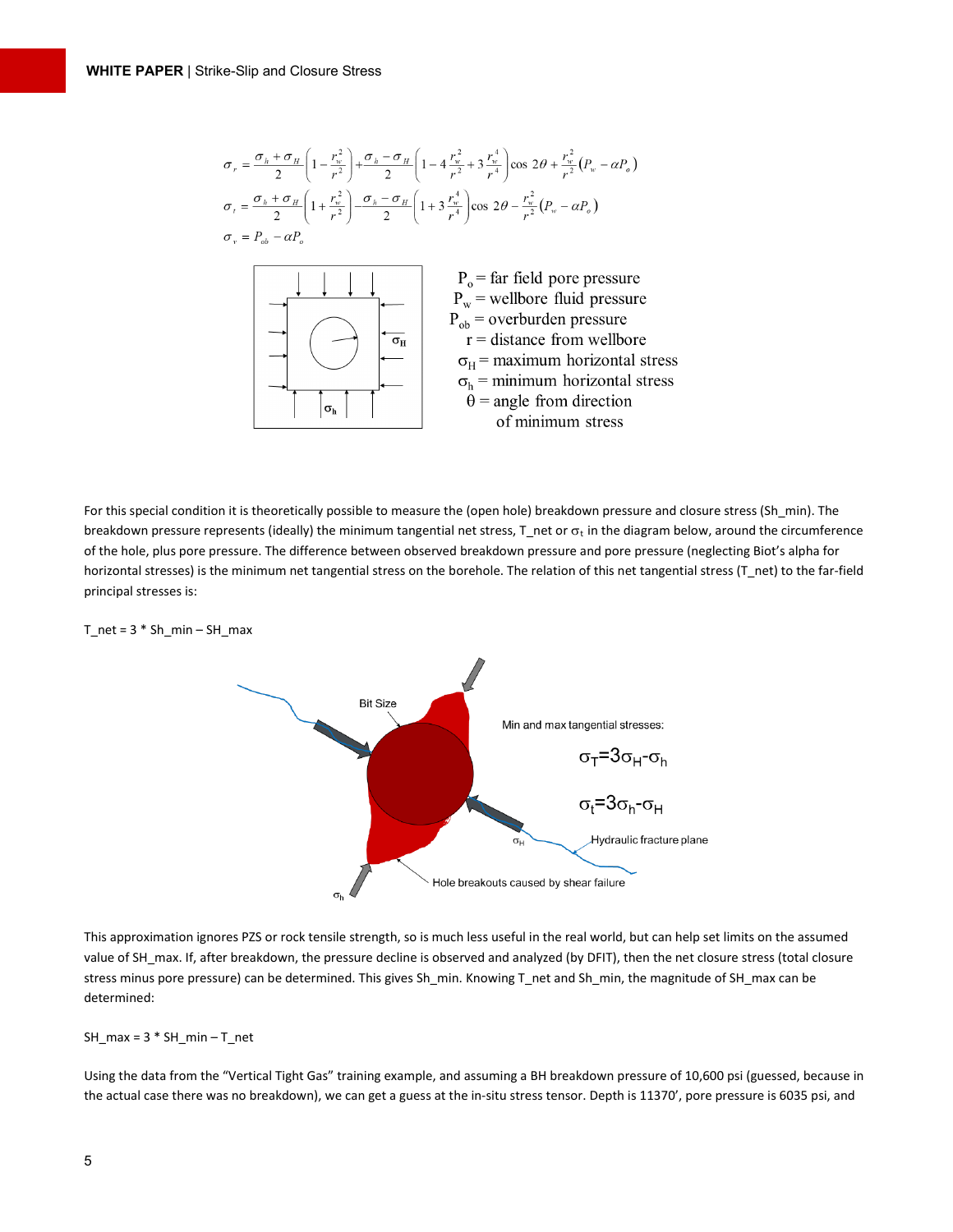$$\sigma_r = \frac{\sigma_h + \sigma_H}{2}\left(1 - \frac{r_w^2}{r^2}\right) + \frac{\sigma_h - \sigma_H}{2}\left(1 - 4\frac{r_w^2}{r^2} + 3\frac{r_w^4}{r^4}\right)\cos 2\theta + \frac{r_w^2}{r^2}\left(P_w - \alpha P_o\right)$$

$$\sigma_t = \frac{\sigma_h + \sigma_H}{2}\left(1 + \frac{r_w^2}{r^2}\right) - \frac{\sigma_h - \sigma_H}{2}\left(1 + 3\frac{r_w^4}{r^4}\right)\cos 2\theta - \frac{r_w^2}{r^2}\left(P_w - \alpha P_o\right)$$

$$\sigma_v = P_{ob} - \alpha P_o$$

$P_o$ = far field pore pressure
$P_w$ = wellbore fluid pressure
$P_{ob}$ = overburden pressure
$r$ = distance from wellbore
$\sigma_H$ = maximum horizontal stress
$\sigma_h$ = minimum horizontal stress
$\theta$ = angle from direction of minimum stress

For this special condition it is theoretically possible to measure the (open hole) breakdown pressure and closure stress (Sh_min). The breakdown pressure represents (ideally) the minimum tangential net stress, T_net or $\sigma_t$ in the diagram below, around the circumference of the hole, plus pore pressure. The difference between observed breakdown pressure and pore pressure (neglecting Biot's alpha for horizontal stresses) is the minimum net tangential stress on the borehole. The relation of this net tangential stress (T_net) to the far-field principal stresses is:

T_net = 3 * Sh_min – SH_max

Min and max tangential stresses:

$$\sigma_T = 3\sigma_H - \sigma_h$$

$$\sigma_t = 3\sigma_h - \sigma_H$$

This approximation ignores PZS or rock tensile strength, so is much less useful in the real world, but can help set limits on the assumed value of SH_max. If, after breakdown, the pressure decline is observed and analyzed (by DFIT), then the net closure stress (total closure stress minus pore pressure) can be determined. This gives Sh_min. Knowing T_net and Sh_min, the magnitude of SH_max can be determined:

SH_max = 3 * SH_min – T_net

Using the data from the "Vertical Tight Gas" training example, and assuming a BH breakdown pressure of 10,600 psi (guessed, because in the actual case there was no breakdown), we can get a guess at the in-situ stress tensor. Depth is 11370', pore pressure is 6035 psi, and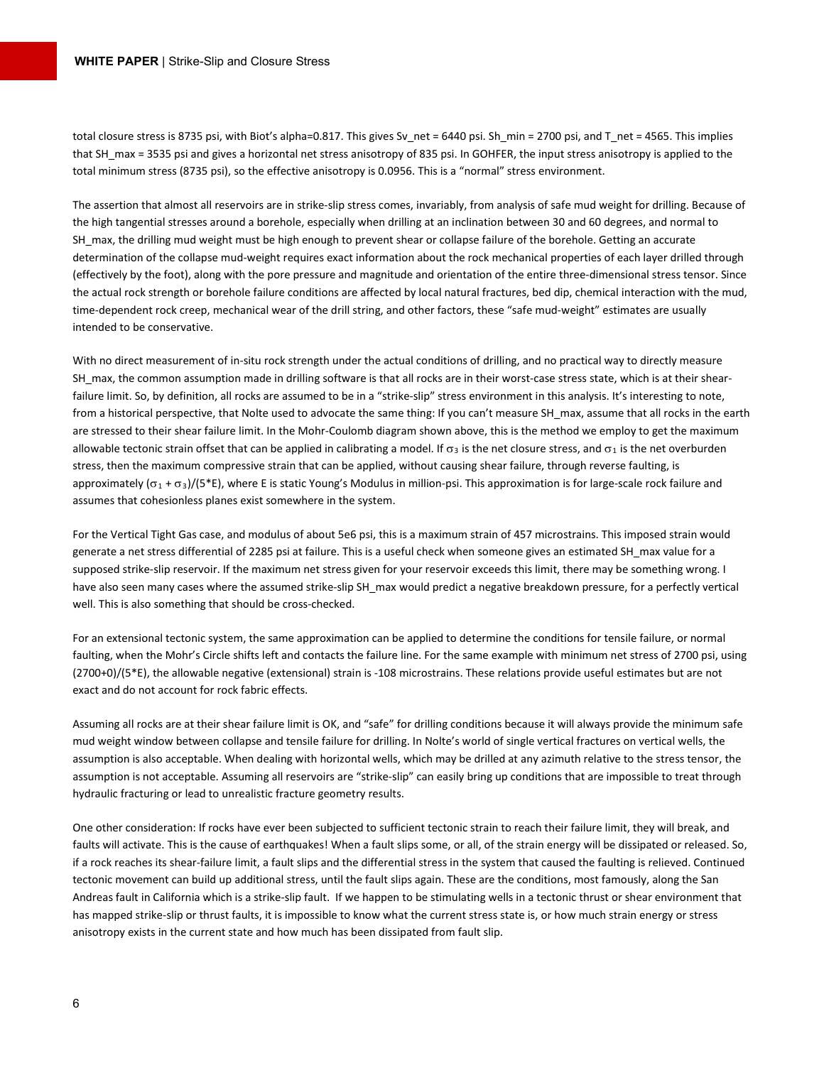total closure stress is 8735 psi, with Biot's alpha=0.817. This gives $Sv_{net}$ = 6440 psi. $Sh_{min}$ = 2700 psi, and $T_{net}$ = 4565. This implies that $SH_{max}$ = 3535 psi and gives a horizontal net stress anisotropy of 835 psi. In GOHFER, the input stress anisotropy is applied to the total minimum stress (8735 psi), so the effective anisotropy is 0.0956. This is a "normal" stress environment.

The assertion that almost all reservoirs are in strike-slip stress comes, invariably, from analysis of safe mud weight for drilling. Because of the high tangential stresses around a borehole, especially when drilling at an inclination between 30 and 60 degrees, and normal to $SH_{max}$, the drilling mud weight must be high enough to prevent shear or collapse failure of the borehole. Getting an accurate determination of the collapse mud-weight requires exact information about the rock mechanical properties of each layer drilled through (effectively by the foot), along with the pore pressure and magnitude and orientation of the entire three-dimensional stress tensor. Since the actual rock strength or borehole failure conditions are affected by local natural fractures, bed dip, chemical interaction with the mud, time-dependent rock creep, mechanical wear of the drill string, and other factors, these "safe mud-weight" estimates are usually intended to be conservative.

With no direct measurement of in-situ rock strength under the actual conditions of drilling, and no practical way to directly measure $SH_{max}$, the common assumption made in drilling software is that all rocks are in their worst-case stress state, which is at their shear-failure limit. So, by definition, all rocks are assumed to be in a "strike-slip" stress environment in this analysis. It's interesting to note, from a historical perspective, that Nolte used to advocate the same thing: If you can't measure $SH_{max}$, assume that all rocks in the earth are stressed to their shear failure limit. In the Mohr-Coulomb diagram shown above, this is the method we employ to get the maximum allowable tectonic strain offset that can be applied in calibrating a model. If $\sigma_3$ is the net closure stress, and $\sigma_1$ is the net overburden stress, then the maximum compressive strain that can be applied, without causing shear failure, through reverse faulting, is approximately $(\sigma_1 + \sigma_3)/(5*E)$, where E is static Young's Modulus in million-psi. This approximation is for large-scale rock failure and assumes that cohesionless planes exist somewhere in the system.

For the Vertical Tight Gas case, and modulus of about 5e6 psi, this is a maximum strain of 457 microstrains. This imposed strain would generate a net stress differential of 2285 psi at failure. This is a useful check when someone gives an estimated $SH_{max}$ value for a supposed strike-slip reservoir. If the maximum net stress given for your reservoir exceeds this limit, there may be something wrong. I have also seen many cases where the assumed strike-slip $SH_{max}$ would predict a negative breakdown pressure, for a perfectly vertical well. This is also something that should be cross-checked.

For an extensional tectonic system, the same approximation can be applied to determine the conditions for tensile failure, or normal faulting, when the Mohr's Circle shifts left and contacts the failure line. For the same example with minimum net stress of 2700 psi, using $(2700+0)/(5*E)$, the allowable negative (extensional) strain is -108 microstrains. These relations provide useful estimates but are not exact and do not account for rock fabric effects.

Assuming all rocks are at their shear failure limit is OK, and "safe" for drilling conditions because it will always provide the minimum safe mud weight window between collapse and tensile failure for drilling. In Nolte's world of single vertical fractures on vertical wells, the assumption is also acceptable. When dealing with horizontal wells, which may be drilled at any azimuth relative to the stress tensor, the assumption is not acceptable. Assuming all reservoirs are "strike-slip" can easily bring up conditions that are impossible to treat through hydraulic fracturing or lead to unrealistic fracture geometry results.

One other consideration: If rocks have ever been subjected to sufficient tectonic strain to reach their failure limit, they will break, and faults will activate. This is the cause of earthquakes! When a fault slips some, or all, of the strain energy will be dissipated or released. So, if a rock reaches its shear-failure limit, a fault slips and the differential stress in the system that caused the faulting is relieved. Continued tectonic movement can build up additional stress, until the fault slips again. These are the conditions, most famously, along the San Andreas fault in California which is a strike-slip fault. If we happen to be stimulating wells in a tectonic thrust or shear environment that has mapped strike-slip or thrust faults, it is impossible to know what the current stress state is, or how much strain energy or stress anisotropy exists in the current state and how much has been dissipated from fault slip.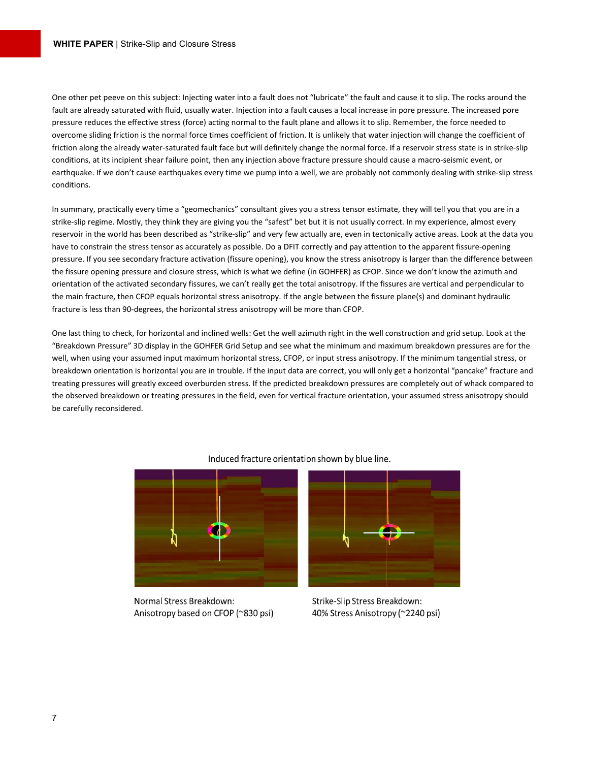One other pet peeve on this subject: Injecting water into a fault does not "lubricate" the fault and cause it to slip. The rocks around the fault are already saturated with fluid, usually water. Injection into a fault causes a local increase in pore pressure. The increased pore pressure reduces the effective stress (force) acting normal to the fault plane and allows it to slip. Remember, the force needed to overcome sliding friction is the normal force times coefficient of friction. It is unlikely that water injection will change the coefficient of friction along the already water-saturated fault face but will definitely change the normal force. If a reservoir stress state is in strike-slip conditions, at its incipient shear failure point, then any injection above fracture pressure should cause a macro-seismic event, or earthquake. If we don't cause earthquakes every time we pump into a well, we are probably not commonly dealing with strike-slip stress conditions.

In summary, practically every time a "geomechanics" consultant gives you a stress tensor estimate, they will tell you that you are in a strike-slip regime. Mostly, they think they are giving you the "safest" bet but it is not usually correct. In my experience, almost every reservoir in the world has been described as "strike-slip" and very few actually are, even in tectonically active areas. Look at the data you have to constrain the stress tensor as accurately as possible. Do a DFIT correctly and pay attention to the apparent fissure-opening pressure. If you see secondary fracture activation (fissure opening), you know the stress anisotropy is larger than the difference between the fissure opening pressure and closure stress, which is what we define (in GOHFER) as CFOP. Since we don't know the azimuth and orientation of the activated secondary fissures, we can't really get the total anisotropy. If the fissures are vertical and perpendicular to the main fracture, then CFOP equals horizontal stress anisotropy. If the angle between the fissure plane(s) and dominant hydraulic fracture is less than 90-degrees, the horizontal stress anisotropy will be more than CFOP.

One last thing to check, for horizontal and inclined wells: Get the well azimuth right in the well construction and grid setup. Look at the "Breakdown Pressure" 3D display in the GOHFER Grid Setup and see what the minimum and maximum breakdown pressures are for the well, when using your assumed input maximum horizontal stress, CFOP, or input stress anisotropy. If the minimum tangential stress, or breakdown orientation is horizontal you are in trouble. If the input data are correct, you will only get a horizontal "pancake" fracture and treating pressures will greatly exceed overburden stress. If the predicted breakdown pressures are completely out of whack compared to the observed breakdown or treating pressures in the field, even for vertical fracture orientation, your assumed stress anisotropy should be carefully reconsidered.

Induced fracture orientation shown by blue line.

Normal Stress Breakdown:
Anisotropy based on CFOP (~830 psi)

Strike-Slip Stress Breakdown:
40% Stress Anisotropy (~2240 psi)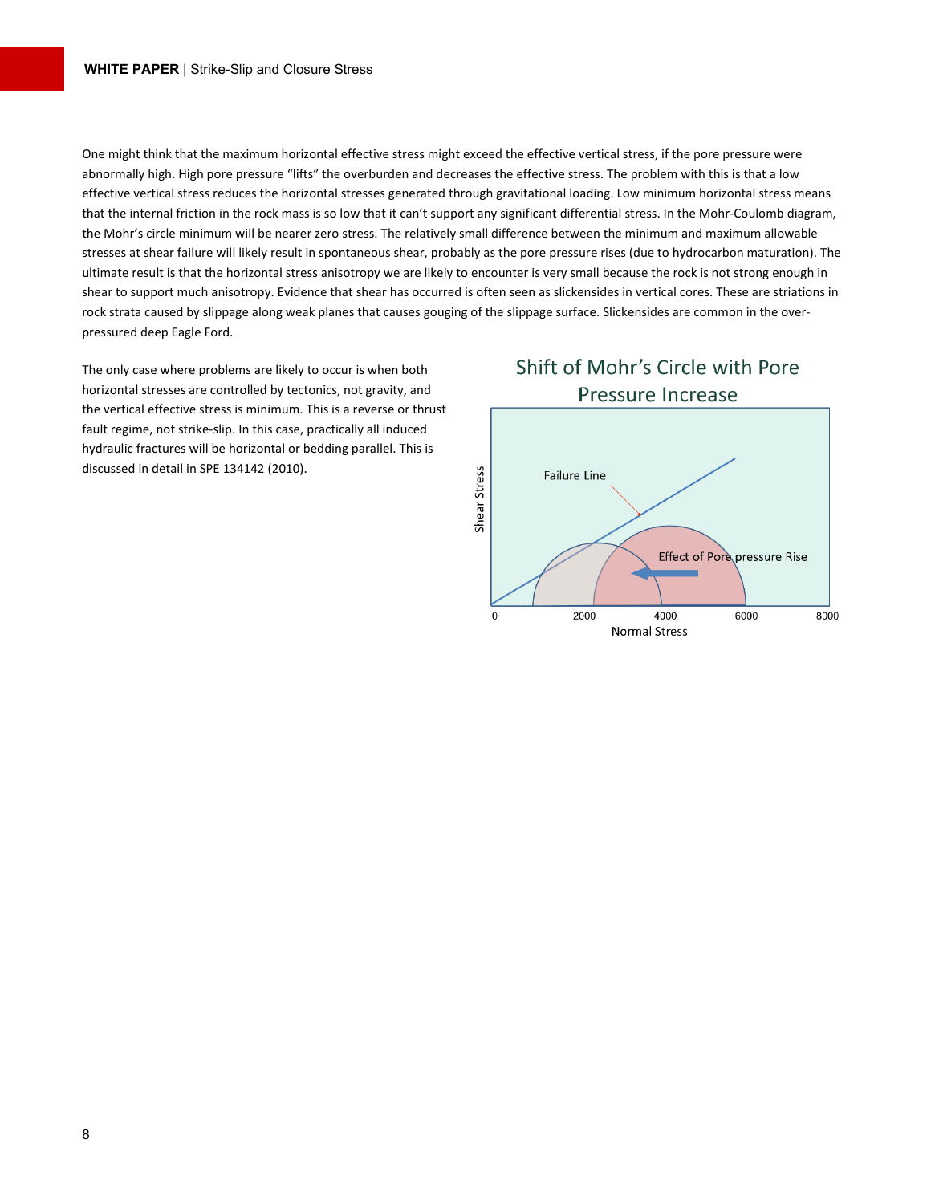One might think that the maximum horizontal effective stress might exceed the effective vertical stress, if the pore pressure were abnormally high. High pore pressure "lifts" the overburden and decreases the effective stress. The problem with this is that a low effective vertical stress reduces the horizontal stresses generated through gravitational loading. Low minimum horizontal stress means that the internal friction in the rock mass is so low that it can't support any significant differential stress. In the Mohr-Coulomb diagram, the Mohr's circle minimum will be nearer zero stress. The relatively small difference between the minimum and maximum allowable stresses at shear failure will likely result in spontaneous shear, probably as the pore pressure rises (due to hydrocarbon maturation). The ultimate result is that the horizontal stress anisotropy we are likely to encounter is very small because the rock is not strong enough in shear to support much anisotropy. Evidence that shear has occurred is often seen as slickensides in vertical cores. These are striations in rock strata caused by slippage along weak planes that causes gouging of the slippage surface. Slickensides are common in the over-pressured deep Eagle Ford.

The only case where problems are likely to occur is when both horizontal stresses are controlled by tectonics, not gravity, and the vertical effective stress is minimum. This is a reverse or thrust fault regime, not strike-slip. In this case, practically all induced hydraulic fractures will be horizontal or bedding parallel. This is discussed in detail in SPE 134142 (2010).

**Shift of Mohr's Circle with Pore Pressure Increase**

(Chart labels: Failure Line; Effect of Pore pressure Rise; Shear Stress; Normal Stress; 0, 2000, 4000, 6000, 8000)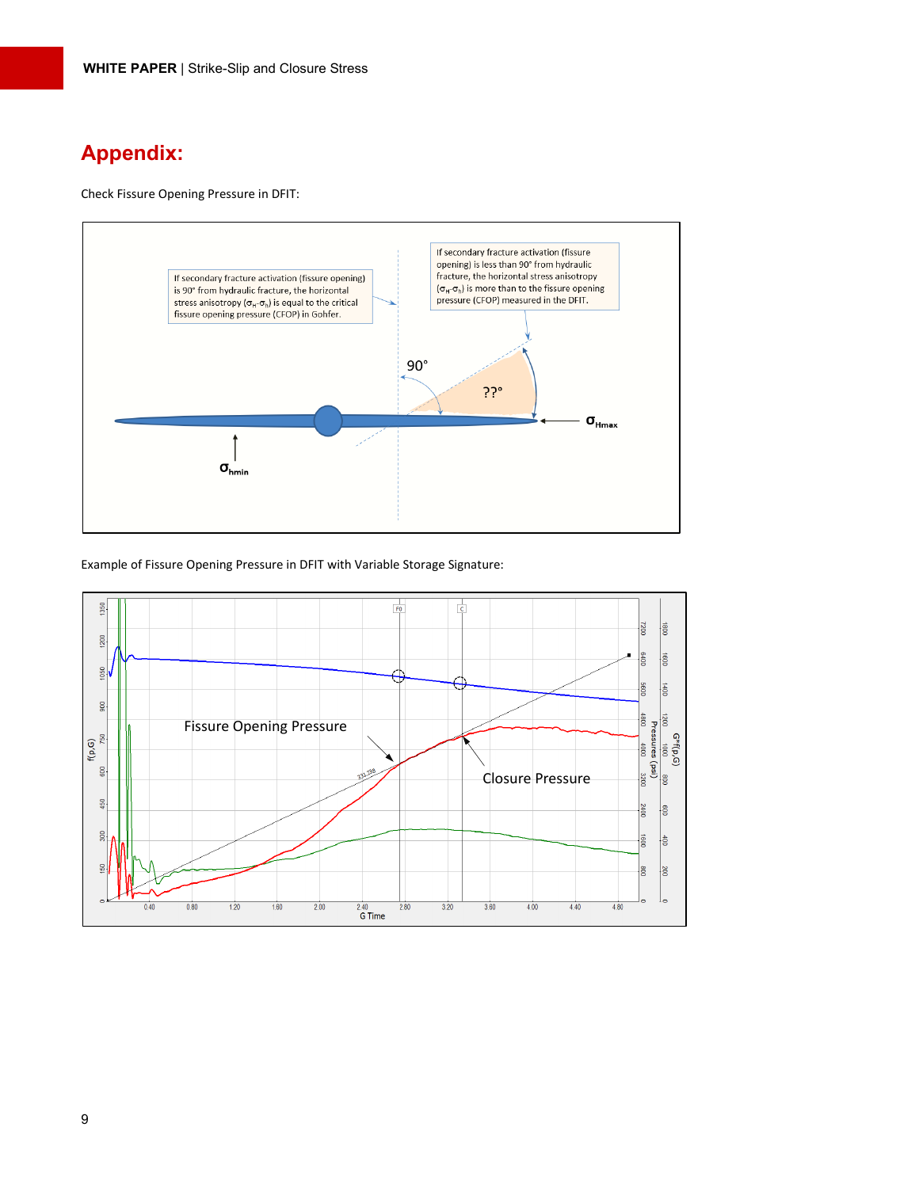# Appendix:

Check Fissure Opening Pressure in DFIT:

If secondary fracture activation (fissure opening) is 90° from hydraulic fracture, the horizontal stress anisotropy ($\sigma_H$-$\sigma_h$) is equal to the critical fissure opening pressure (CFOP) in Gohfer.

If secondary fracture activation (fissure opening) is less than 90° from hydraulic fracture, the horizontal stress anisotropy ($\sigma_H$-$\sigma_h$) is more than to the fissure opening pressure (CFOP) measured in the DFIT.

Example of Fissure Opening Pressure in DFIT with Variable Storage Signature: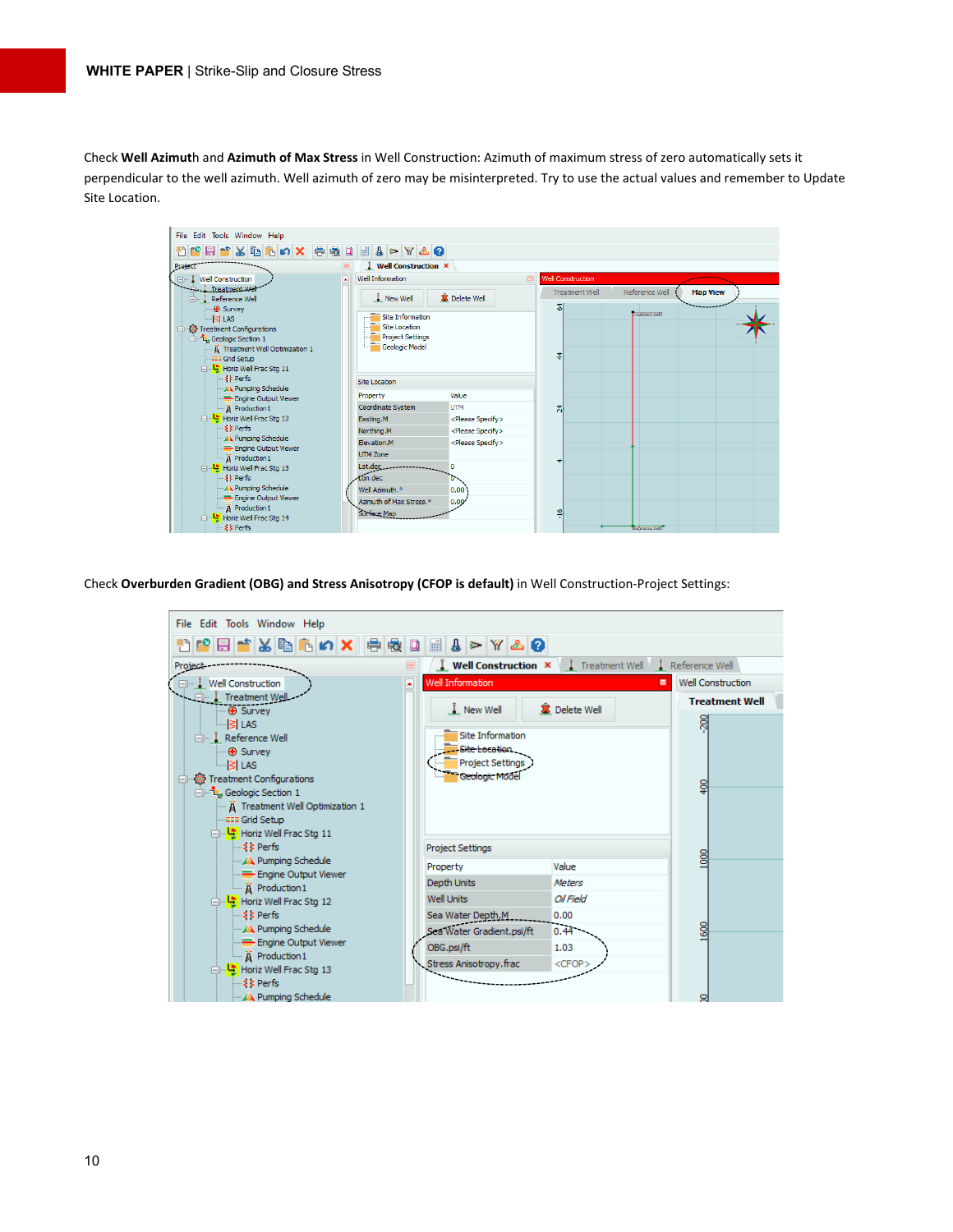Check **Well Azimuth** and **Azimuth of Max Stress** in Well Construction: Azimuth of maximum stress of zero automatically sets it perpendicular to the well azimuth. Well azimuth of zero may be misinterpreted. Try to use the actual values and remember to Update Site Location.

Check **Overburden Gradient (OBG) and Stress Anisotropy (CFOP is default)** in Well Construction-Project Settings: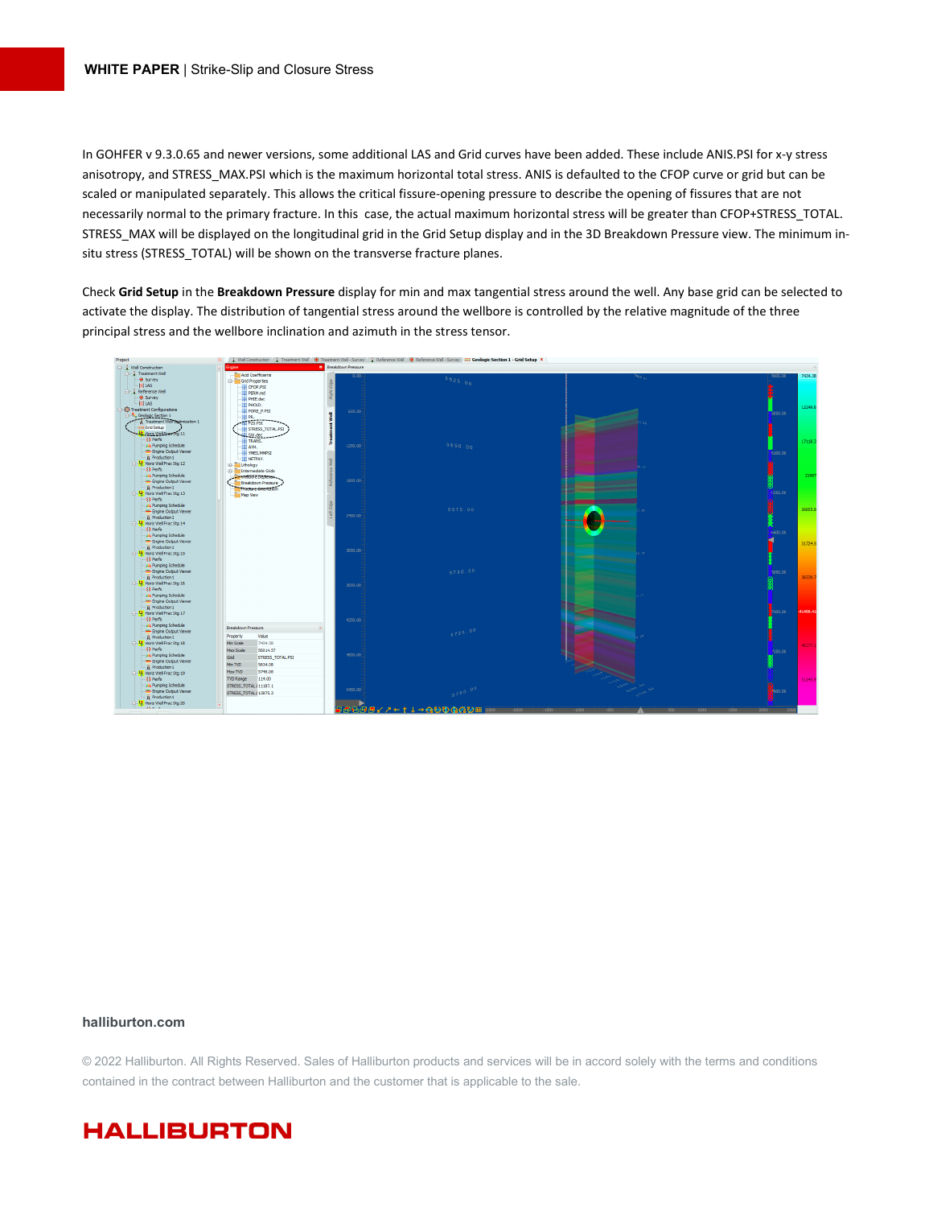In GOHFER v 9.3.0.65 and newer versions, some additional LAS and Grid curves have been added. These include ANIS.PSI for x-y stress anisotropy, and STRESS_MAX.PSI which is the maximum horizontal total stress. ANIS is defaulted to the CFOP curve or grid but can be scaled or manipulated separately. This allows the critical fissure-opening pressure to describe the opening of fissures that are not necessarily normal to the primary fracture. In this case, the actual maximum horizontal stress will be greater than CFOP+STRESS_TOTAL. STRESS_MAX will be displayed on the longitudinal grid in the Grid Setup display and in the 3D Breakdown Pressure view. The minimum in-situ stress (STRESS_TOTAL) will be shown on the transverse fracture planes.

Check **Grid Setup** in the **Breakdown Pressure** display for min and max tangential stress around the well. Any base grid can be selected to activate the display. The distribution of tangential stress around the wellbore is controlled by the relative magnitude of the three principal stress and the wellbore inclination and azimuth in the stress tensor.

halliburton.com

© 2022 Halliburton. All Rights Reserved. Sales of Halliburton products and services will be in accord solely with the terms and conditions contained in the contract between Halliburton and the customer that is applicable to the sale.